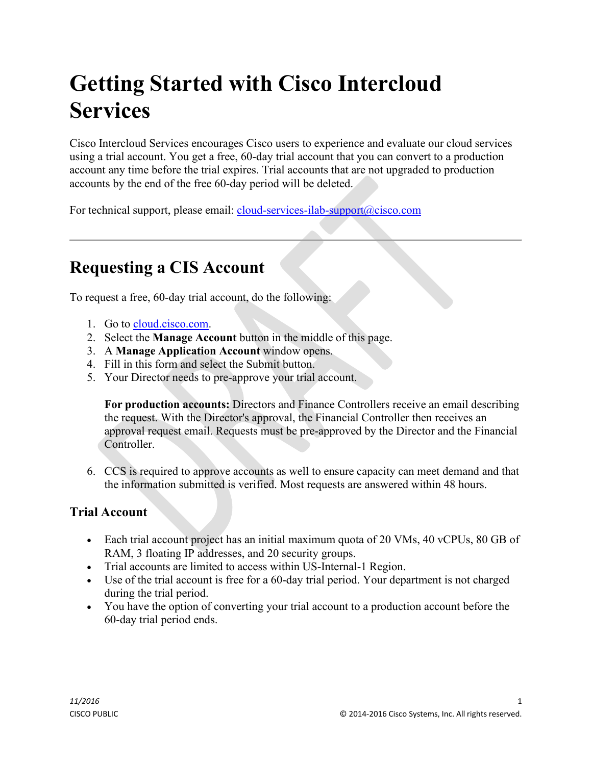# Getting Started with Cisco Intercloud Services

Cisco Intercloud Services encourages Cisco users to experience and evaluate our cloud services using a trial account. You get a free, 60-day trial account that you can convert to a production account any time before the trial expires. Trial accounts that are not upgraded to production accounts by the end of the free 60-day period will be deleted.

For technical support, please email: cloud-services-ilab-support@cisco.com

---

## Requesting a CIS Account

To request a free, 60-day trial account, do the following:

1. Go to cloud.cisco.com.
2. Select the **Manage Account** button in the middle of this page.
3. A **Manage Application Account** window opens.
4. Fill in this form and select the Submit button.
5. Your Director needs to pre-approve your trial account.

   **For production accounts:** Directors and Finance Controllers receive an email describing the request. With the Director's approval, the Financial Controller then receives an approval request email. Requests must be pre-approved by the Director and the Financial Controller.

6. CCS is required to approve accounts as well to ensure capacity can meet demand and that the information submitted is verified. Most requests are answered within 48 hours.

### Trial Account

- Each trial account project has an initial maximum quota of 20 VMs, 40 vCPUs, 80 GB of RAM, 3 floating IP addresses, and 20 security groups.
- Trial accounts are limited to access within US-Internal-1 Region.
- Use of the trial account is free for a 60-day trial period. Your department is not charged during the trial period.
- You have the option of converting your trial account to a production account before the 60-day trial period ends.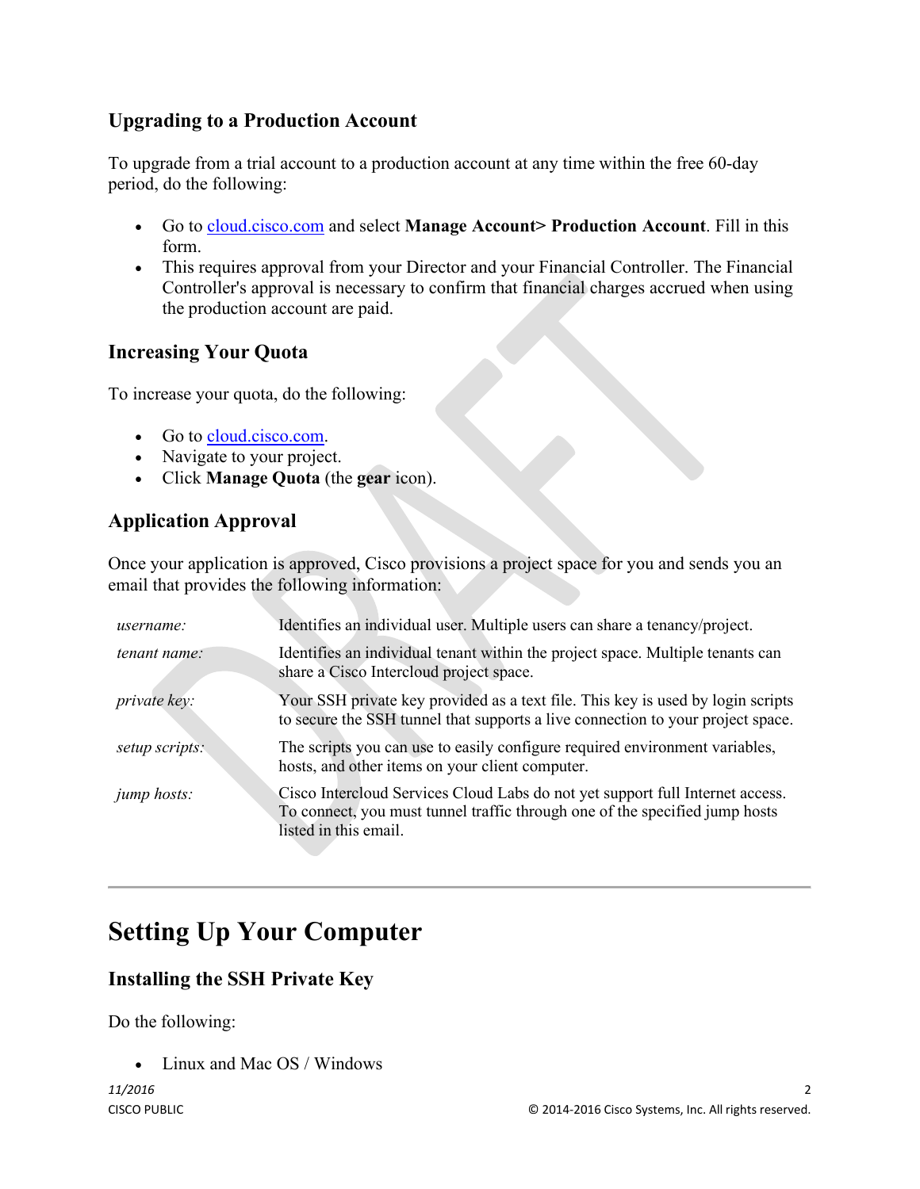### Upgrading to a Production Account

To upgrade from a trial account to a production account at any time within the free 60-day period, do the following:

- Go to [cloud.cisco.com](cloud.cisco.com) and select **Manage Account> Production Account**. Fill in this form.
- This requires approval from your Director and your Financial Controller. The Financial Controller's approval is necessary to confirm that financial charges accrued when using the production account are paid.

### Increasing Your Quota

To increase your quota, do the following:

- Go to [cloud.cisco.com](cloud.cisco.com).
- Navigate to your project.
- Click **Manage Quota** (the **gear** icon).

### Application Approval

Once your application is approved, Cisco provisions a project space for you and sends you an email that provides the following information:

| | |
|---|---|
| *username:* | Identifies an individual user. Multiple users can share a tenancy/project. |
| *tenant name:* | Identifies an individual tenant within the project space. Multiple tenants can share a Cisco Intercloud project space. |
| *private key:* | Your SSH private key provided as a text file. This key is used by login scripts to secure the SSH tunnel that supports a live connection to your project space. |
| *setup scripts:* | The scripts you can use to easily configure required environment variables, hosts, and other items on your client computer. |
| *jump hosts:* | Cisco Intercloud Services Cloud Labs do not yet support full Internet access. To connect, you must tunnel traffic through one of the specified jump hosts listed in this email. |

---

## Setting Up Your Computer

### Installing the SSH Private Key

Do the following:

- Linux and Mac OS / Windows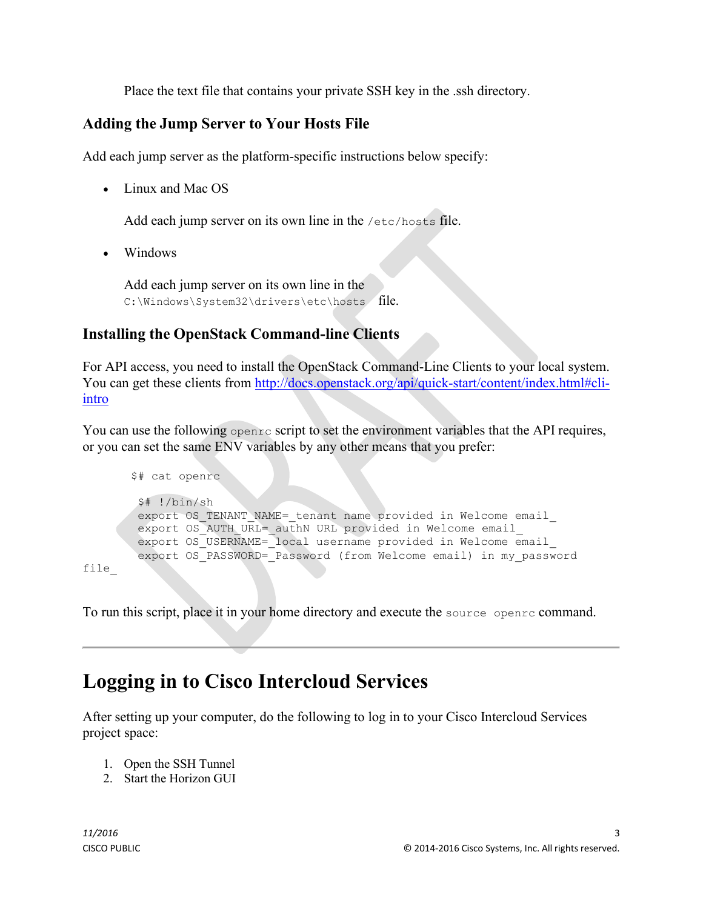Place the text file that contains your private SSH key in the .ssh directory.

### Adding the Jump Server to Your Hosts File

Add each jump server as the platform-specific instructions below specify:

- Linux and Mac OS

  Add each jump server on its own line in the `/etc/hosts` file.

- Windows

  Add each jump server on its own line in the `C:\Windows\System32\drivers\etc\hosts` file.

### Installing the OpenStack Command-line Clients

For API access, you need to install the OpenStack Command-Line Clients to your local system. You can get these clients from http://docs.openstack.org/api/quick-start/content/index.html#cli-intro

You can use the following `openrc` script to set the environment variables that the API requires, or you can set the same ENV variables by any other means that you prefer:

```
$# cat openrc

 $# !/bin/sh
 export OS_TENANT_NAME=_tenant name provided in Welcome email_
 export OS_AUTH_URL=_authN URL provided in Welcome email_
 export OS_USERNAME=_local username provided in Welcome email_
 export OS_PASSWORD=_Password (from Welcome email) in my_password
file_
```

To run this script, place it in your home directory and execute the `source openrc` command.

---

# Logging in to Cisco Intercloud Services

After setting up your computer, do the following to log in to your Cisco Intercloud Services project space:

1. Open the SSH Tunnel
2. Start the Horizon GUI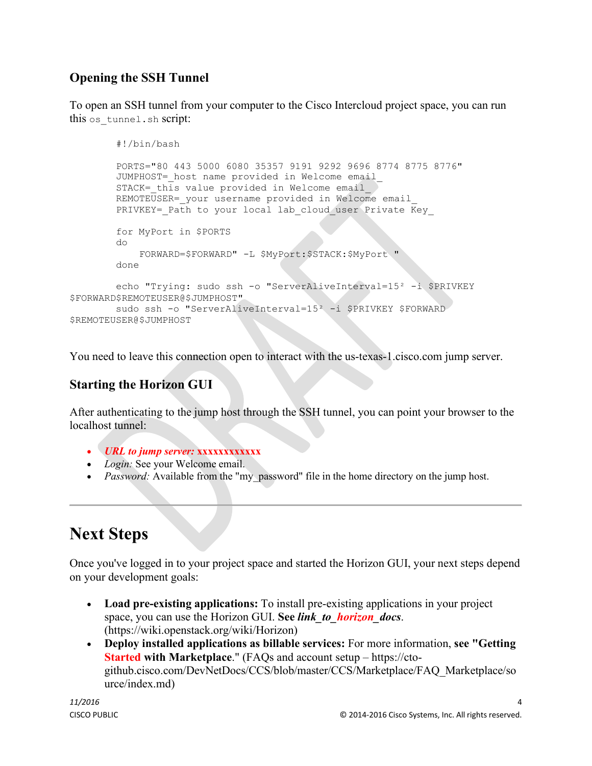### Opening the SSH Tunnel

To open an SSH tunnel from your computer to the Cisco Intercloud project space, you can run this `os_tunnel.sh` script:

```
#!/bin/bash

PORTS="80 443 5000 6080 35357 9191 9292 9696 8774 8775 8776"
JUMPHOST=_host name provided in Welcome email_
STACK=_this value provided in Welcome email_
REMOTEUSER=_your username provided in Welcome email_
PRIVKEY=_Path to your local lab_cloud_user Private Key_

for MyPort in $PORTS
do
    FORWARD=$FORWARD" -L $MyPort:$STACK:$MyPort "
done

echo "Trying: sudo ssh -o "ServerAliveInterval=15² -i $PRIVKEY
$FORWARD$REMOTEUSER@$JUMPHOST"
sudo ssh -o "ServerAliveInterval=15² -i $PRIVKEY $FORWARD
$REMOTEUSER@$JUMPHOST
```

You need to leave this connection open to interact with the us-texas-1.cisco.com jump server.

### Starting the Horizon GUI

After authenticating to the jump host through the SSH tunnel, you can point your browser to the localhost tunnel:

- ***URL to jump server:* xxxxxxxxxxxx**
- *Login:* See your Welcome email.
- *Password:* Available from the "my_password" file in the home directory on the jump host.

---

## Next Steps

Once you've logged in to your project space and started the Horizon GUI, your next steps depend on your development goals:

- **Load pre-existing applications:** To install pre-existing applications in your project space, you can use the Horizon GUI. **See *link_to_horizon_docs*.** (https://wiki.openstack.org/wiki/Horizon)
- **Deploy installed applications as billable services:** For more information, **see "Getting Started with Marketplace**." (FAQs and account setup – https://cto-github.cisco.com/DevNetDocs/CCS/blob/master/CCS/Marketplace/FAQ_Marketplace/source/index.md)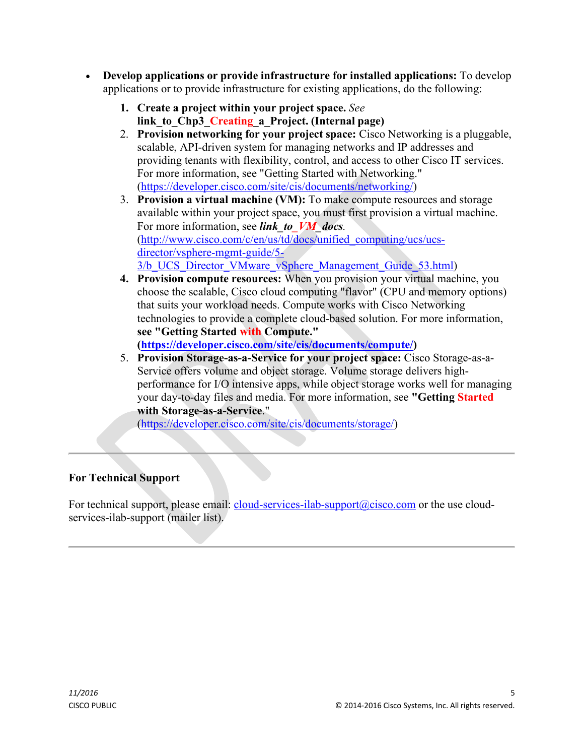- **Develop applications or provide infrastructure for installed applications:** To develop applications or to provide infrastructure for existing applications, do the following:

   1. **Create a project within your project space.** *See* **link_to_Chp3_Creating_a_Project. (Internal page)**
   2. **Provision networking for your project space:** Cisco Networking is a pluggable, scalable, API-driven system for managing networks and IP addresses and providing tenants with flexibility, control, and access to other Cisco IT services. For more information, see "Getting Started with Networking." (https://developer.cisco.com/site/cis/documents/networking/)
   3. **Provision a virtual machine (VM):** To make compute resources and storage available within your project space, you must first provision a virtual machine. For more information, see ***link_to_VM_docs***. (http://www.cisco.com/c/en/us/td/docs/unified_computing/ucs/ucs-director/vsphere-mgmt-guide/5-3/b_UCS_Director_VMware_vSphere_Management_Guide_53.html)
   4. **Provision compute resources:** When you provision your virtual machine, you choose the scalable, Cisco cloud computing "flavor" (CPU and memory options) that suits your workload needs. Compute works with Cisco Networking technologies to provide a complete cloud-based solution. For more information, **see "Getting Started with Compute." (https://developer.cisco.com/site/cis/documents/compute/)**
   5. **Provision Storage-as-a-Service for your project space:** Cisco Storage-as-a-Service offers volume and object storage. Volume storage delivers high-performance for I/O intensive apps, while object storage works well for managing your day-to-day files and media. For more information, see **"Getting Started with Storage-as-a-Service**." (https://developer.cisco.com/site/cis/documents/storage/)

---

### For Technical Support

For technical support, please email: cloud-services-ilab-support@cisco.com or the use cloud-services-ilab-support (mailer list).

---